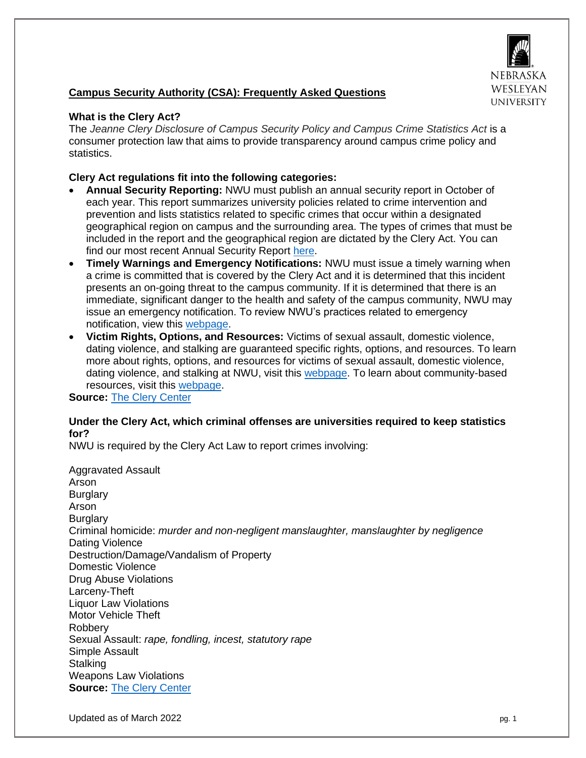## Campus Security Authority (CSA): Frequently Asked Questions

NEBRASKA WESLEYAN UNIVERSITY

**What is the Clery Act?**
The *Jeanne Clery Disclosure of Campus Security Policy and Campus Crime Statistics Act* is a consumer protection law that aims to provide transparency around campus crime policy and statistics.

**Clery Act regulations fit into the following categories:**

- **Annual Security Reporting:** NWU must publish an annual security report in October of each year. This report summarizes university policies related to crime intervention and prevention and lists statistics related to specific crimes that occur within a designated geographical region on campus and the surrounding area. The types of crimes that must be included in the report and the geographical region are dictated by the Clery Act. You can find our most recent Annual Security Report here.
- **Timely Warnings and Emergency Notifications:** NWU must issue a timely warning when a crime is committed that is covered by the Clery Act and it is determined that this incident presents an on-going threat to the campus community. If it is determined that there is an immediate, significant danger to the health and safety of the campus community, NWU may issue an emergency notification. To review NWU's practices related to emergency notification, view this webpage.
- **Victim Rights, Options, and Resources:** Victims of sexual assault, domestic violence, dating violence, and stalking are guaranteed specific rights, options, and resources. To learn more about rights, options, and resources for victims of sexual assault, domestic violence, dating violence, and stalking at NWU, visit this webpage. To learn about community-based resources, visit this webpage.

**Source:** The Clery Center

**Under the Clery Act, which criminal offenses are universities required to keep statistics for?**
NWU is required by the Clery Act Law to report crimes involving:

Aggravated Assault
Arson
Burglary
Arson
Burglary
Criminal homicide: *murder and non-negligent manslaughter, manslaughter by negligence*
Dating Violence
Destruction/Damage/Vandalism of Property
Domestic Violence
Drug Abuse Violations
Larceny-Theft
Liquor Law Violations
Motor Vehicle Theft
Robbery
Sexual Assault: *rape, fondling, incest, statutory rape*
Simple Assault
Stalking
Weapons Law Violations
**Source:** The Clery Center

Updated as of March 2022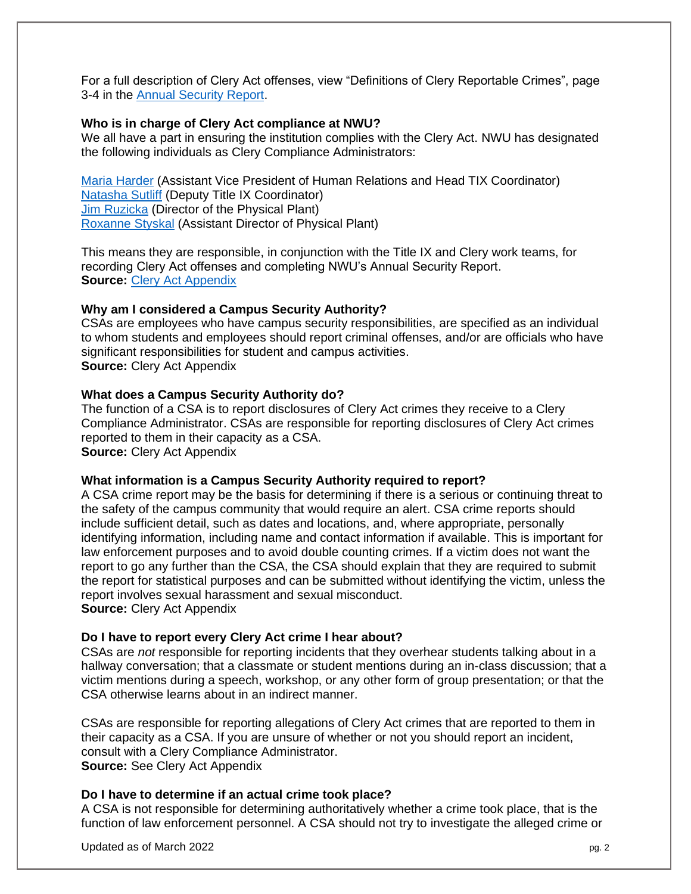For a full description of Clery Act offenses, view "Definitions of Clery Reportable Crimes", page 3-4 in the Annual Security Report.

**Who is in charge of Clery Act compliance at NWU?**
We all have a part in ensuring the institution complies with the Clery Act. NWU has designated the following individuals as Clery Compliance Administrators:

Maria Harder (Assistant Vice President of Human Relations and Head TIX Coordinator)
Natasha Sutliff (Deputy Title IX Coordinator)
Jim Ruzicka (Director of the Physical Plant)
Roxanne Styskal (Assistant Director of Physical Plant)

This means they are responsible, in conjunction with the Title IX and Clery work teams, for recording Clery Act offenses and completing NWU's Annual Security Report.
**Source:** Clery Act Appendix

**Why am I considered a Campus Security Authority?**
CSAs are employees who have campus security responsibilities, are specified as an individual to whom students and employees should report criminal offenses, and/or are officials who have significant responsibilities for student and campus activities.
**Source:** Clery Act Appendix

**What does a Campus Security Authority do?**
The function of a CSA is to report disclosures of Clery Act crimes they receive to a Clery Compliance Administrator. CSAs are responsible for reporting disclosures of Clery Act crimes reported to them in their capacity as a CSA.
**Source:** Clery Act Appendix

**What information is a Campus Security Authority required to report?**
A CSA crime report may be the basis for determining if there is a serious or continuing threat to the safety of the campus community that would require an alert. CSA crime reports should include sufficient detail, such as dates and locations, and, where appropriate, personally identifying information, including name and contact information if available. This is important for law enforcement purposes and to avoid double counting crimes. If a victim does not want the report to go any further than the CSA, the CSA should explain that they are required to submit the report for statistical purposes and can be submitted without identifying the victim, unless the report involves sexual harassment and sexual misconduct.
**Source:** Clery Act Appendix

**Do I have to report every Clery Act crime I hear about?**
CSAs are *not* responsible for reporting incidents that they overhear students talking about in a hallway conversation; that a classmate or student mentions during an in-class discussion; that a victim mentions during a speech, workshop, or any other form of group presentation; or that the CSA otherwise learns about in an indirect manner.

CSAs are responsible for reporting allegations of Clery Act crimes that are reported to them in their capacity as a CSA. If you are unsure of whether or not you should report an incident, consult with a Clery Compliance Administrator.
**Source:** See Clery Act Appendix

**Do I have to determine if an actual crime took place?**
A CSA is not responsible for determining authoritatively whether a crime took place, that is the function of law enforcement personnel. A CSA should not try to investigate the alleged crime or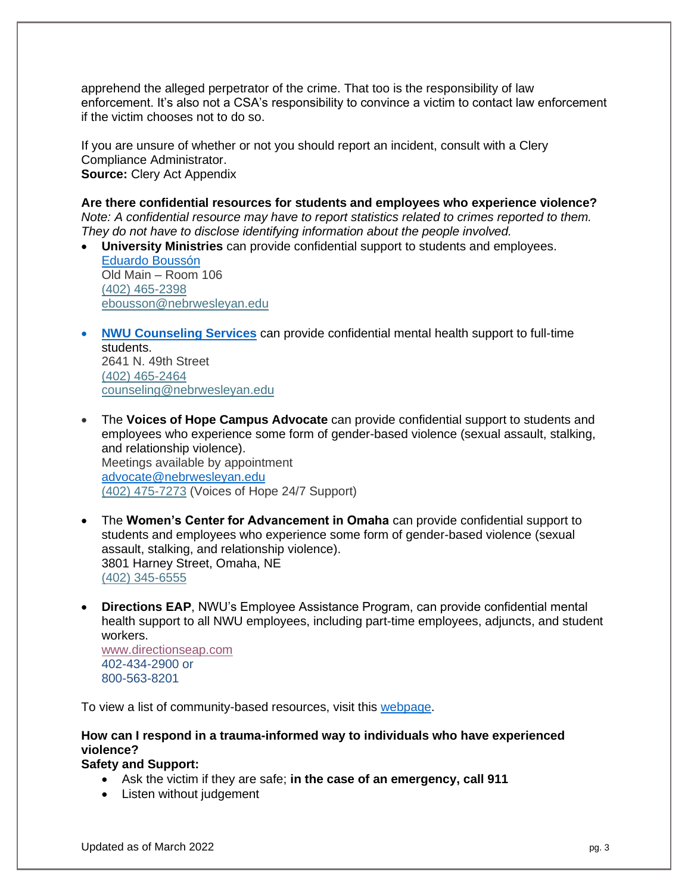apprehend the alleged perpetrator of the crime. That too is the responsibility of law enforcement. It's also not a CSA's responsibility to convince a victim to contact law enforcement if the victim chooses not to do so.

If you are unsure of whether or not you should report an incident, consult with a Clery Compliance Administrator.
**Source:** Clery Act Appendix

**Are there confidential resources for students and employees who experience violence?**
*Note: A confidential resource may have to report statistics related to crimes reported to them. They do not have to disclose identifying information about the people involved.*

- **University Ministries** can provide confidential support to students and employees.
  Eduardo Boussón
  Old Main – Room 106
  (402) 465-2398
  ebousson@nebrwesleyan.edu

- **NWU Counseling Services** can provide confidential mental health support to full-time students.
  2641 N. 49th Street
  (402) 465-2464
  counseling@nebrwesleyan.edu

- The **Voices of Hope Campus Advocate** can provide confidential support to students and employees who experience some form of gender-based violence (sexual assault, stalking, and relationship violence).
  Meetings available by appointment
  advocate@nebrwesleyan.edu
  (402) 475-7273 (Voices of Hope 24/7 Support)

- The **Women's Center for Advancement in Omaha** can provide confidential support to students and employees who experience some form of gender-based violence (sexual assault, stalking, and relationship violence).
  3801 Harney Street, Omaha, NE
  (402) 345-6555

- **Directions EAP**, NWU's Employee Assistance Program, can provide confidential mental health support to all NWU employees, including part-time employees, adjuncts, and student workers.
  www.directionseap.com
  402-434-2900 or
  800-563-8201

To view a list of community-based resources, visit this webpage.

**How can I respond in a trauma-informed way to individuals who have experienced violence?**
**Safety and Support:**

- Ask the victim if they are safe; **in the case of an emergency, call 911**
- Listen without judgement

Updated as of March 2022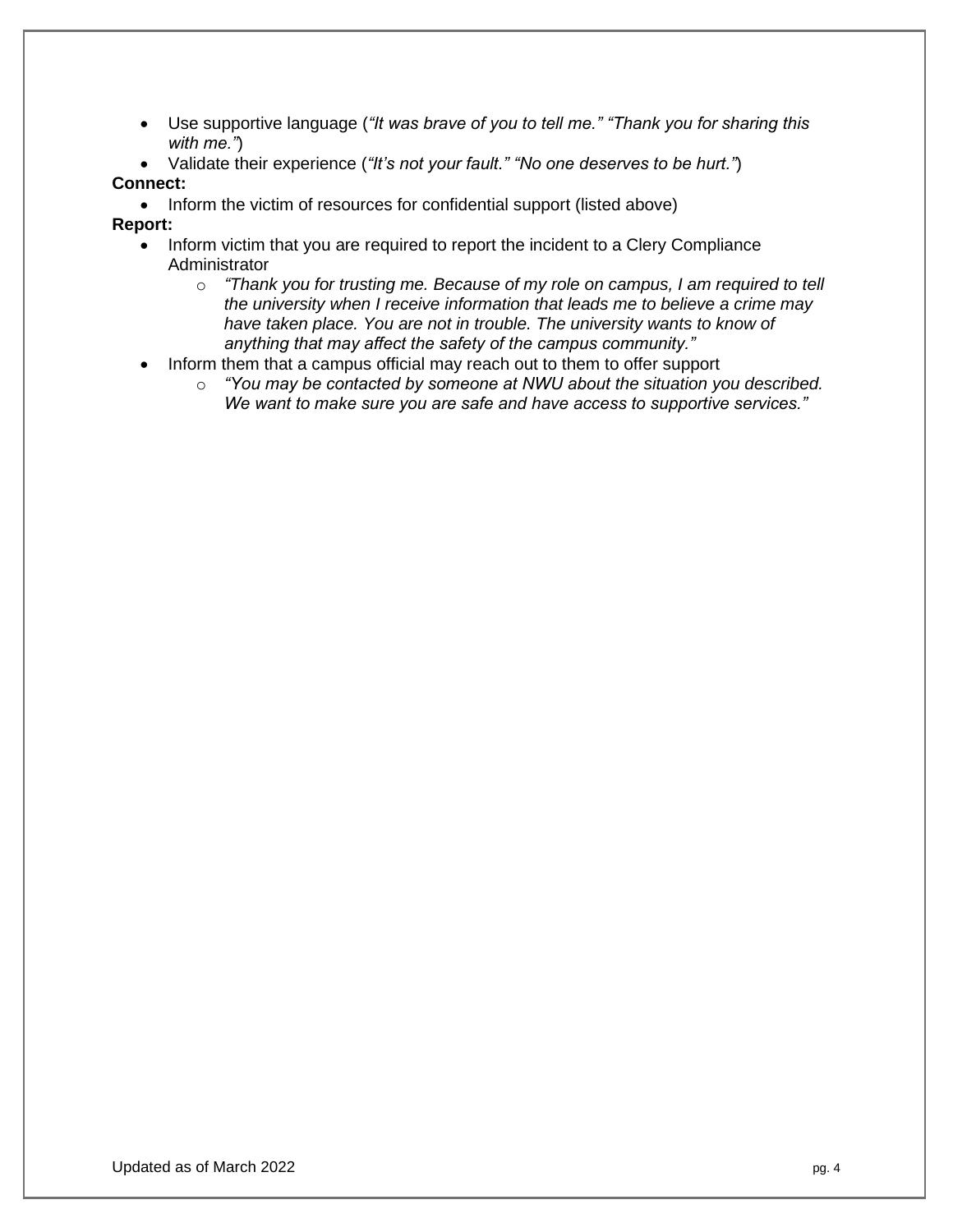- Use supportive language (*"It was brave of you to tell me." "Thank you for sharing this with me."*)
- Validate their experience (*"It's not your fault." "No one deserves to be hurt."*)

**Connect:**

- Inform the victim of resources for confidential support (listed above)

**Report:**

- Inform victim that you are required to report the incident to a Clery Compliance Administrator
  - *"Thank you for trusting me. Because of my role on campus, I am required to tell the university when I receive information that leads me to believe a crime may have taken place. You are not in trouble. The university wants to know of anything that may affect the safety of the campus community."*
- Inform them that a campus official may reach out to them to offer support
  - *"You may be contacted by someone at NWU about the situation you described. We want to make sure you are safe and have access to supportive services."*

Updated as of March 2022